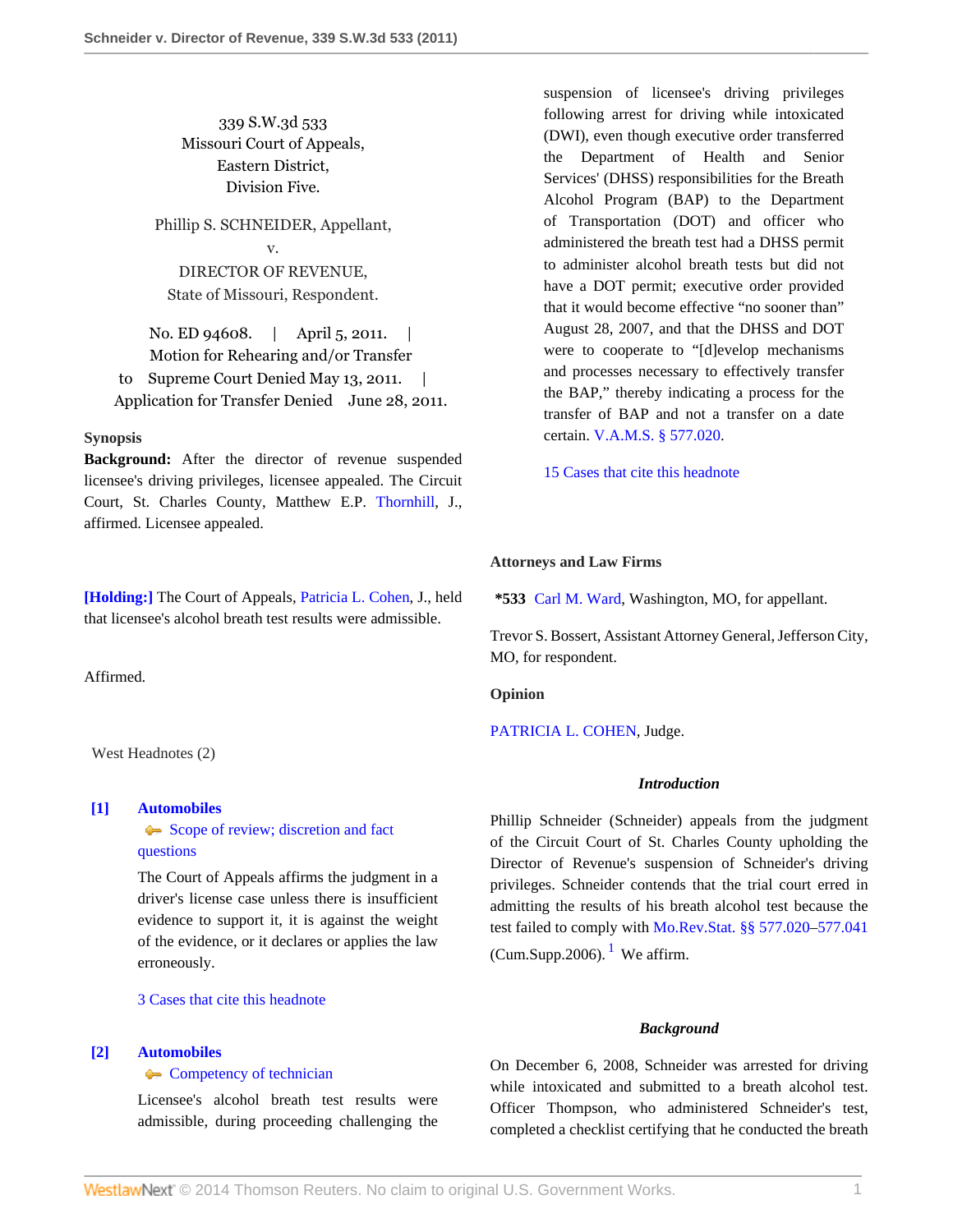339 S.W.3d 533
Missouri Court of Appeals,
Eastern District,
Division Five.

Phillip S. SCHNEIDER, Appellant,
v.
DIRECTOR OF REVENUE,
State of Missouri, Respondent.

No. ED 94608. | April 5, 2011. | Motion for Rehearing and/or Transfer to Supreme Court Denied May 13, 2011. | Application for Transfer Denied June 28, 2011.

**Synopsis**

**Background:** After the director of revenue suspended licensee's driving privileges, licensee appealed. The Circuit Court, St. Charles County, Matthew E.P. Thornhill, J., affirmed. Licensee appealed.

**[Holding:]** The Court of Appeals, Patricia L. Cohen, J., held that licensee's alcohol breath test results were admissible.

Affirmed.

West Headnotes (2)

**[1] Automobiles**
Scope of review; discretion and fact questions

The Court of Appeals affirms the judgment in a driver's license case unless there is insufficient evidence to support it, it is against the weight of the evidence, or it declares or applies the law erroneously.

3 Cases that cite this headnote

**[2] Automobiles**
Competency of technician

Licensee's alcohol breath test results were admissible, during proceeding challenging the suspension of licensee's driving privileges following arrest for driving while intoxicated (DWI), even though executive order transferred the Department of Health and Senior Services' (DHSS) responsibilities for the Breath Alcohol Program (BAP) to the Department of Transportation (DOT) and officer who administered the breath test had a DHSS permit to administer alcohol breath tests but did not have a DOT permit; executive order provided that it would become effective "no sooner than" August 28, 2007, and that the DHSS and DOT were to cooperate to "[d]evelop mechanisms and processes necessary to effectively transfer the BAP," thereby indicating a process for the transfer of BAP and not a transfer on a date certain. V.A.M.S. § 577.020.

15 Cases that cite this headnote

**Attorneys and Law Firms**

*533 Carl M. Ward, Washington, MO, for appellant.

Trevor S. Bossert, Assistant Attorney General, Jefferson City, MO, for respondent.

**Opinion**

PATRICIA L. COHEN, Judge.

***Introduction***

Phillip Schneider (Schneider) appeals from the judgment of the Circuit Court of St. Charles County upholding the Director of Revenue's suspension of Schneider's driving privileges. Schneider contends that the trial court erred in admitting the results of his breath alcohol test because the test failed to comply with Mo.Rev.Stat. §§ 577.020–577.041 (Cum.Supp.2006).[1] We affirm.

***Background***

On December 6, 2008, Schneider was arrested for driving while intoxicated and submitted to a breath alcohol test. Officer Thompson, who administered Schneider's test, completed a checklist certifying that he conducted the breath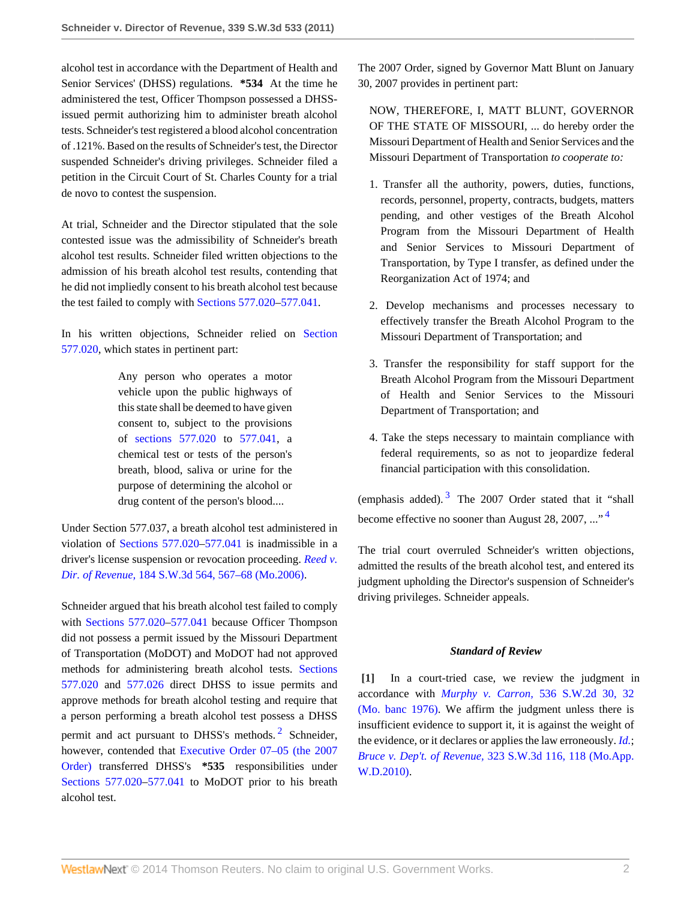alcohol test in accordance with the Department of Health and Senior Services' (DHSS) regulations. **\*534** At the time he administered the test, Officer Thompson possessed a DHSS-issued permit authorizing him to administer breath alcohol tests. Schneider's test registered a blood alcohol concentration of .121%. Based on the results of Schneider's test, the Director suspended Schneider's driving privileges. Schneider filed a petition in the Circuit Court of St. Charles County for a trial de novo to contest the suspension.

At trial, Schneider and the Director stipulated that the sole contested issue was the admissibility of Schneider's breath alcohol test results. Schneider filed written objections to the admission of his breath alcohol test results, contending that he did not impliedly consent to his breath alcohol test because the test failed to comply with Sections 577.020–577.041.

In his written objections, Schneider relied on Section 577.020, which states in pertinent part:

> Any person who operates a motor vehicle upon the public highways of this state shall be deemed to have given consent to, subject to the provisions of sections 577.020 to 577.041, a chemical test or tests of the person's breath, blood, saliva or urine for the purpose of determining the alcohol or drug content of the person's blood....

Under Section 577.037, a breath alcohol test administered in violation of Sections 577.020–577.041 is inadmissible in a driver's license suspension or revocation proceeding. *Reed v. Dir. of Revenue,* 184 S.W.3d 564, 567–68 (Mo.2006).

Schneider argued that his breath alcohol test failed to comply with Sections 577.020–577.041 because Officer Thompson did not possess a permit issued by the Missouri Department of Transportation (MoDOT) and MoDOT had not approved methods for administering breath alcohol tests. Sections 577.020 and 577.026 direct DHSS to issue permits and approve methods for breath alcohol testing and require that a person performing a breath alcohol test possess a DHSS permit and act pursuant to DHSS's methods.[2] Schneider, however, contended that Executive Order 07–05 (the 2007 Order) transferred DHSS's **\*535** responsibilities under Sections 577.020–577.041 to MoDOT prior to his breath alcohol test.

The 2007 Order, signed by Governor Matt Blunt on January 30, 2007 provides in pertinent part:

> NOW, THEREFORE, I, MATT BLUNT, GOVERNOR OF THE STATE OF MISSOURI, ... do hereby order the Missouri Department of Health and Senior Services and the Missouri Department of Transportation *to cooperate to:*
>
> 1. Transfer all the authority, powers, duties, functions, records, personnel, property, contracts, budgets, matters pending, and other vestiges of the Breath Alcohol Program from the Missouri Department of Health and Senior Services to Missouri Department of Transportation, by Type I transfer, as defined under the Reorganization Act of 1974; and
>
> 2. Develop mechanisms and processes necessary to effectively transfer the Breath Alcohol Program to the Missouri Department of Transportation; and
>
> 3. Transfer the responsibility for staff support for the Breath Alcohol Program from the Missouri Department of Health and Senior Services to the Missouri Department of Transportation; and
>
> 4. Take the steps necessary to maintain compliance with federal requirements, so as not to jeopardize federal financial participation with this consolidation.

(emphasis added).[3] The 2007 Order stated that it "shall become effective no sooner than August 28, 2007, ..."[4]

The trial court overruled Schneider's written objections, admitted the results of the breath alcohol test, and entered its judgment upholding the Director's suspension of Schneider's driving privileges. Schneider appeals.

### *Standard of Review*

**[1]** In a court-tried case, we review the judgment in accordance with *Murphy v. Carron,* 536 S.W.2d 30, 32 (Mo. banc 1976). We affirm the judgment unless there is insufficient evidence to support it, it is against the weight of the evidence, or it declares or applies the law erroneously. *Id.*; *Bruce v. Dep't. of Revenue,* 323 S.W.3d 116, 118 (Mo.App. W.D.2010).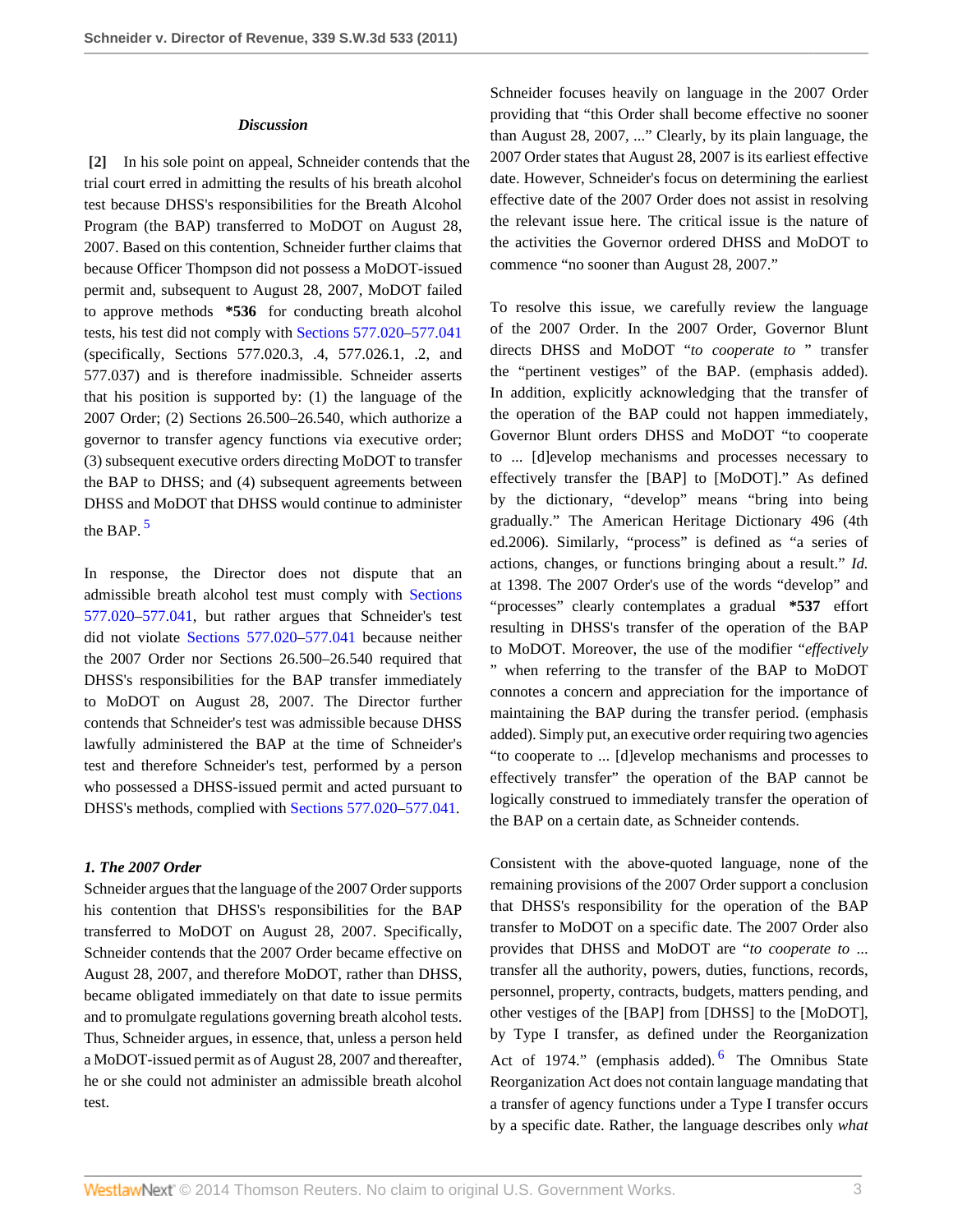### *Discussion*

**[2]** In his sole point on appeal, Schneider contends that the trial court erred in admitting the results of his breath alcohol test because DHSS's responsibilities for the Breath Alcohol Program (the BAP) transferred to MoDOT on August 28, 2007. Based on this contention, Schneider further claims that because Officer Thompson did not possess a MoDOT-issued permit and, subsequent to August 28, 2007, MoDOT failed to approve methods **\*536** for conducting breath alcohol tests, his test did not comply with Sections 577.020–577.041 (specifically, Sections 577.020.3, .4, 577.026.1, .2, and 577.037) and is therefore inadmissible. Schneider asserts that his position is supported by: (1) the language of the 2007 Order; (2) Sections 26.500–26.540, which authorize a governor to transfer agency functions via executive order; (3) subsequent executive orders directing MoDOT to transfer the BAP to DHSS; and (4) subsequent agreements between DHSS and MoDOT that DHSS would continue to administer the BAP. [5]

In response, the Director does not dispute that an admissible breath alcohol test must comply with Sections 577.020–577.041, but rather argues that Schneider's test did not violate Sections 577.020–577.041 because neither the 2007 Order nor Sections 26.500–26.540 required that DHSS's responsibilities for the BAP transfer immediately to MoDOT on August 28, 2007. The Director further contends that Schneider's test was admissible because DHSS lawfully administered the BAP at the time of Schneider's test and therefore Schneider's test, performed by a person who possessed a DHSS-issued permit and acted pursuant to DHSS's methods, complied with Sections 577.020–577.041.

#### *1. The 2007 Order*

Schneider argues that the language of the 2007 Order supports his contention that DHSS's responsibilities for the BAP transferred to MoDOT on August 28, 2007. Specifically, Schneider contends that the 2007 Order became effective on August 28, 2007, and therefore MoDOT, rather than DHSS, became obligated immediately on that date to issue permits and to promulgate regulations governing breath alcohol tests. Thus, Schneider argues, in essence, that, unless a person held a MoDOT-issued permit as of August 28, 2007 and thereafter, he or she could not administer an admissible breath alcohol test.

Schneider focuses heavily on language in the 2007 Order providing that "this Order shall become effective no sooner than August 28, 2007, ..." Clearly, by its plain language, the 2007 Order states that August 28, 2007 is its earliest effective date. However, Schneider's focus on determining the earliest effective date of the 2007 Order does not assist in resolving the relevant issue here. The critical issue is the nature of the activities the Governor ordered DHSS and MoDOT to commence "no sooner than August 28, 2007."

To resolve this issue, we carefully review the language of the 2007 Order. In the 2007 Order, Governor Blunt directs DHSS and MoDOT "*to cooperate to* " transfer the "pertinent vestiges" of the BAP. (emphasis added). In addition, explicitly acknowledging that the transfer of the operation of the BAP could not happen immediately, Governor Blunt orders DHSS and MoDOT "to cooperate to ... [d]evelop mechanisms and processes necessary to effectively transfer the [BAP] to [MoDOT]." As defined by the dictionary, "develop" means "bring into being gradually." The American Heritage Dictionary 496 (4th ed.2006). Similarly, "process" is defined as "a series of actions, changes, or functions bringing about a result." *Id.* at 1398. The 2007 Order's use of the words "develop" and "processes" clearly contemplates a gradual **\*537** effort resulting in DHSS's transfer of the operation of the BAP to MoDOT. Moreover, the use of the modifier "*effectively* " when referring to the transfer of the BAP to MoDOT connotes a concern and appreciation for the importance of maintaining the BAP during the transfer period. (emphasis added). Simply put, an executive order requiring two agencies "to cooperate to ... [d]evelop mechanisms and processes to effectively transfer" the operation of the BAP cannot be logically construed to immediately transfer the operation of the BAP on a certain date, as Schneider contends.

Consistent with the above-quoted language, none of the remaining provisions of the 2007 Order support a conclusion that DHSS's responsibility for the operation of the BAP transfer to MoDOT on a specific date. The 2007 Order also provides that DHSS and MoDOT are "*to cooperate to* ... transfer all the authority, powers, duties, functions, records, personnel, property, contracts, budgets, matters pending, and other vestiges of the [BAP] from [DHSS] to the [MoDOT], by Type I transfer, as defined under the Reorganization Act of 1974." (emphasis added). [6] The Omnibus State Reorganization Act does not contain language mandating that a transfer of agency functions under a Type I transfer occurs by a specific date. Rather, the language describes only *what*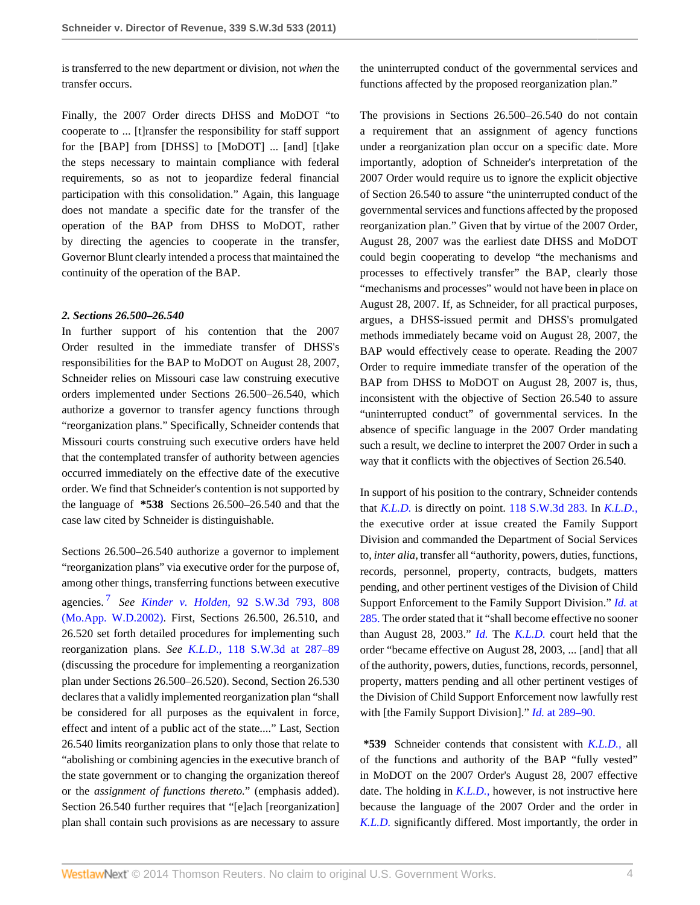is transferred to the new department or division, not *when* the transfer occurs.

Finally, the 2007 Order directs DHSS and MoDOT "to cooperate to ... [t]ransfer the responsibility for staff support for the [BAP] from [DHSS] to [MoDOT] ... [and] [t]ake the steps necessary to maintain compliance with federal requirements, so as not to jeopardize federal financial participation with this consolidation." Again, this language does not mandate a specific date for the transfer of the operation of the BAP from DHSS to MoDOT, rather by directing the agencies to cooperate in the transfer, Governor Blunt clearly intended a process that maintained the continuity of the operation of the BAP.

***2. Sections 26.500–26.540***

In further support of his contention that the 2007 Order resulted in the immediate transfer of DHSS's responsibilities for the BAP to MoDOT on August 28, 2007, Schneider relies on Missouri case law construing executive orders implemented under Sections 26.500–26.540, which authorize a governor to transfer agency functions through "reorganization plans." Specifically, Schneider contends that Missouri courts construing such executive orders have held that the contemplated transfer of authority between agencies occurred immediately on the effective date of the executive order. We find that Schneider's contention is not supported by the language of **\*538** Sections 26.500–26.540 and that the case law cited by Schneider is distinguishable.

Sections 26.500–26.540 authorize a governor to implement "reorganization plans" via executive order for the purpose of, among other things, transferring functions between executive agencies.[7] *See Kinder v. Holden,* 92 S.W.3d 793, 808 (Mo.App. W.D.2002). First, Sections 26.500, 26.510, and 26.520 set forth detailed procedures for implementing such reorganization plans. *See K.L.D.,* 118 S.W.3d at 287–89 (discussing the procedure for implementing a reorganization plan under Sections 26.500–26.520). Second, Section 26.530 declares that a validly implemented reorganization plan "shall be considered for all purposes as the equivalent in force, effect and intent of a public act of the state...." Last, Section 26.540 limits reorganization plans to only those that relate to "abolishing or combining agencies in the executive branch of the state government or to changing the organization thereof or the *assignment of functions thereto.*" (emphasis added). Section 26.540 further requires that "[e]ach [reorganization] plan shall contain such provisions as are necessary to assure the uninterrupted conduct of the governmental services and functions affected by the proposed reorganization plan."

The provisions in Sections 26.500–26.540 do not contain a requirement that an assignment of agency functions under a reorganization plan occur on a specific date. More importantly, adoption of Schneider's interpretation of the 2007 Order would require us to ignore the explicit objective of Section 26.540 to assure "the uninterrupted conduct of the governmental services and functions affected by the proposed reorganization plan." Given that by virtue of the 2007 Order, August 28, 2007 was the earliest date DHSS and MoDOT could begin cooperating to develop "the mechanisms and processes to effectively transfer" the BAP, clearly those "mechanisms and processes" would not have been in place on August 28, 2007. If, as Schneider, for all practical purposes, argues, a DHSS-issued permit and DHSS's promulgated methods immediately became void on August 28, 2007, the BAP would effectively cease to operate. Reading the 2007 Order to require immediate transfer of the operation of the BAP from DHSS to MoDOT on August 28, 2007 is, thus, inconsistent with the objective of Section 26.540 to assure "uninterrupted conduct" of governmental services. In the absence of specific language in the 2007 Order mandating such a result, we decline to interpret the 2007 Order in such a way that it conflicts with the objectives of Section 26.540.

In support of his position to the contrary, Schneider contends that *K.L.D.* is directly on point. 118 S.W.3d 283. In *K.L.D.,* the executive order at issue created the Family Support Division and commanded the Department of Social Services to, *inter alia,* transfer all "authority, powers, duties, functions, records, personnel, property, contracts, budgets, matters pending, and other pertinent vestiges of the Division of Child Support Enforcement to the Family Support Division." *Id.* at 285. The order stated that it "shall become effective no sooner than August 28, 2003." *Id.* The *K.L.D.* court held that the order "became effective on August 28, 2003, ... [and] that all of the authority, powers, duties, functions, records, personnel, property, matters pending and all other pertinent vestiges of the Division of Child Support Enforcement now lawfully rest with [the Family Support Division]." *Id.* at 289–90.

**\*539** Schneider contends that consistent with *K.L.D.,* all of the functions and authority of the BAP "fully vested" in MoDOT on the 2007 Order's August 28, 2007 effective date. The holding in *K.L.D.,* however, is not instructive here because the language of the 2007 Order and the order in *K.L.D.* significantly differed. Most importantly, the order in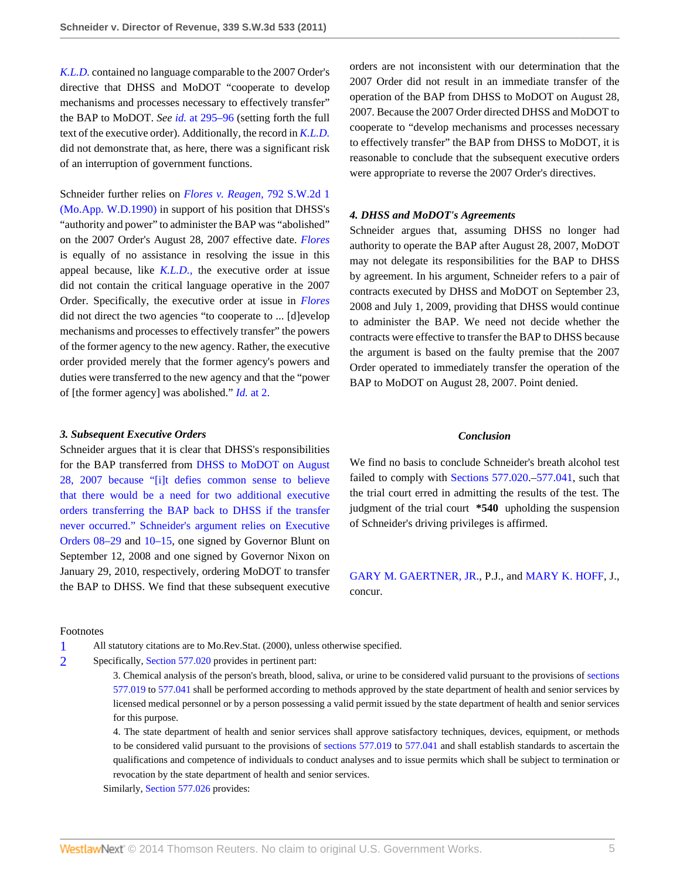*K.L.D.* contained no language comparable to the 2007 Order's directive that DHSS and MoDOT "cooperate to develop mechanisms and processes necessary to effectively transfer" the BAP to MoDOT. *See id.* at 295–96 (setting forth the full text of the executive order). Additionally, the record in *K.L.D.* did not demonstrate that, as here, there was a significant risk of an interruption of government functions.

Schneider further relies on *Flores v. Reagen,* 792 S.W.2d 1 (Mo.App. W.D.1990) in support of his position that DHSS's "authority and power" to administer the BAP was "abolished" on the 2007 Order's August 28, 2007 effective date. *Flores* is equally of no assistance in resolving the issue in this appeal because, like *K.L.D.,* the executive order at issue did not contain the critical language operative in the 2007 Order. Specifically, the executive order at issue in *Flores* did not direct the two agencies "to cooperate to ... [d]evelop mechanisms and processes to effectively transfer" the powers of the former agency to the new agency. Rather, the executive order provided merely that the former agency's powers and duties were transferred to the new agency and that the "power of [the former agency] was abolished." *Id.* at 2.

### *3. Subsequent Executive Orders*

Schneider argues that it is clear that DHSS's responsibilities for the BAP transferred from DHSS to MoDOT on August 28, 2007 because "[i]t defies common sense to believe that there would be a need for two additional executive orders transferring the BAP back to DHSS if the transfer never occurred." Schneider's argument relies on Executive Orders 08–29 and 10–15, one signed by Governor Blunt on September 12, 2008 and one signed by Governor Nixon on January 29, 2010, respectively, ordering MoDOT to transfer the BAP to DHSS. We find that these subsequent executive orders are not inconsistent with our determination that the 2007 Order did not result in an immediate transfer of the operation of the BAP from DHSS to MoDOT on August 28, 2007. Because the 2007 Order directed DHSS and MoDOT to cooperate to "develop mechanisms and processes necessary to effectively transfer" the BAP from DHSS to MoDOT, it is reasonable to conclude that the subsequent executive orders were appropriate to reverse the 2007 Order's directives.

### *4. DHSS and MoDOT's Agreements*

Schneider argues that, assuming DHSS no longer had authority to operate the BAP after August 28, 2007, MoDOT may not delegate its responsibilities for the BAP to DHSS by agreement. In his argument, Schneider refers to a pair of contracts executed by DHSS and MoDOT on September 23, 2008 and July 1, 2009, providing that DHSS would continue to administer the BAP. We need not decide whether the contracts were effective to transfer the BAP to DHSS because the argument is based on the faulty premise that the 2007 Order operated to immediately transfer the operation of the BAP to MoDOT on August 28, 2007. Point denied.

### *Conclusion*

We find no basis to conclude Schneider's breath alcohol test failed to comply with Sections 577.020.–577.041, such that the trial court erred in admitting the results of the test. The judgment of the trial court **\*540** upholding the suspension of Schneider's driving privileges is affirmed.

GARY M. GAERTNER, JR., P.J., and MARY K. HOFF, J., concur.

#### Footnotes

1 All statutory citations are to Mo.Rev.Stat. (2000), unless otherwise specified.

2 Specifically, Section 577.020 provides in pertinent part:

> 3. Chemical analysis of the person's breath, blood, saliva, or urine to be considered valid pursuant to the provisions of sections 577.019 to 577.041 shall be performed according to methods approved by the state department of health and senior services by licensed medical personnel or by a person possessing a valid permit issued by the state department of health and senior services for this purpose.
>
> 4. The state department of health and senior services shall approve satisfactory techniques, devices, equipment, or methods to be considered valid pursuant to the provisions of sections 577.019 to 577.041 and shall establish standards to ascertain the qualifications and competence of individuals to conduct analyses and to issue permits which shall be subject to termination or revocation by the state department of health and senior services.

Similarly, Section 577.026 provides: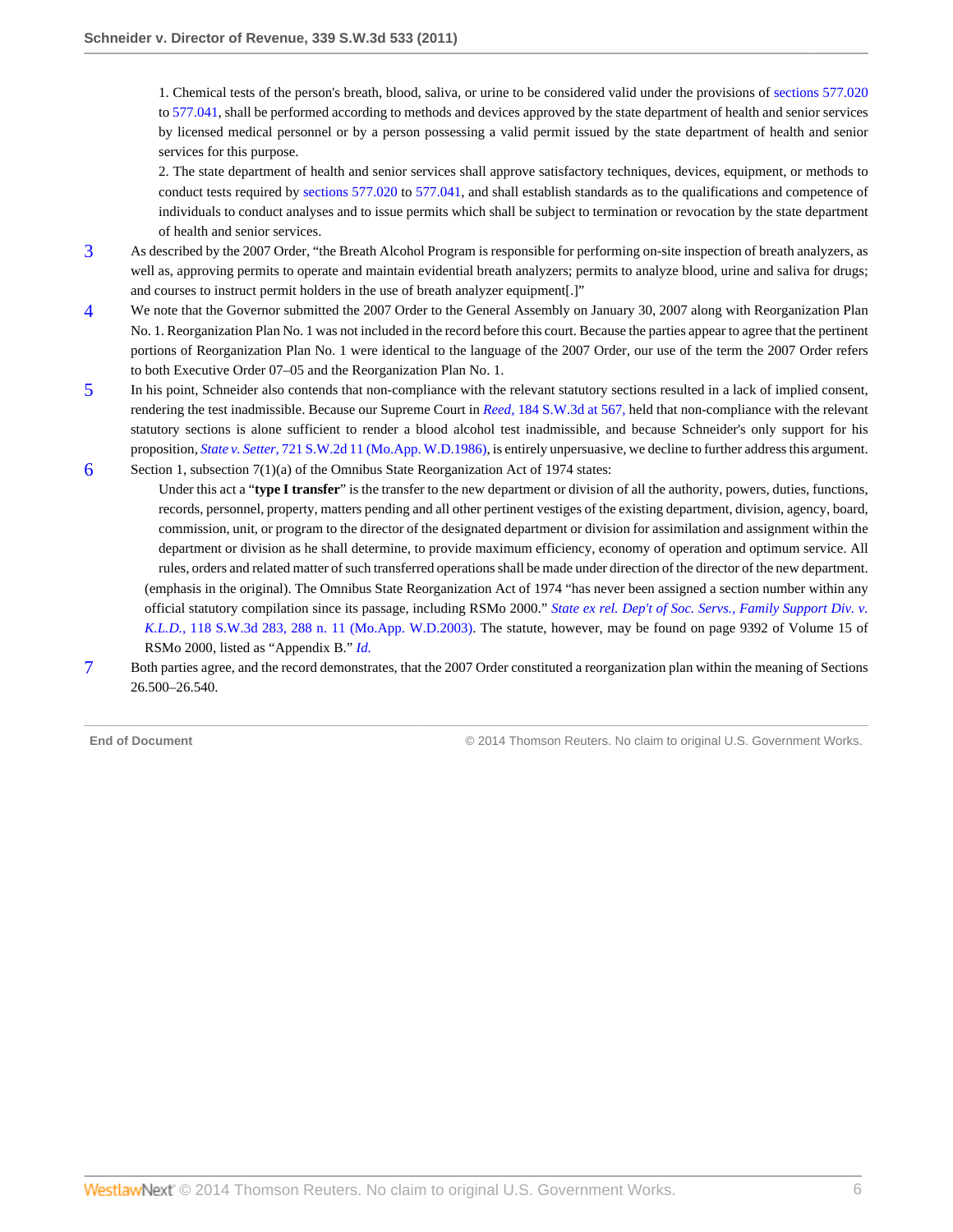1. Chemical tests of the person's breath, blood, saliva, or urine to be considered valid under the provisions of sections 577.020 to 577.041, shall be performed according to methods and devices approved by the state department of health and senior services by licensed medical personnel or by a person possessing a valid permit issued by the state department of health and senior services for this purpose.

2. The state department of health and senior services shall approve satisfactory techniques, devices, equipment, or methods to conduct tests required by sections 577.020 to 577.041, and shall establish standards as to the qualifications and competence of individuals to conduct analyses and to issue permits which shall be subject to termination or revocation by the state department of health and senior services.

3 As described by the 2007 Order, "the Breath Alcohol Program is responsible for performing on-site inspection of breath analyzers, as well as, approving permits to operate and maintain evidential breath analyzers; permits to analyze blood, urine and saliva for drugs; and courses to instruct permit holders in the use of breath analyzer equipment[.]"

4 We note that the Governor submitted the 2007 Order to the General Assembly on January 30, 2007 along with Reorganization Plan No. 1. Reorganization Plan No. 1 was not included in the record before this court. Because the parties appear to agree that the pertinent portions of Reorganization Plan No. 1 were identical to the language of the 2007 Order, our use of the term the 2007 Order refers to both Executive Order 07–05 and the Reorganization Plan No. 1.

5 In his point, Schneider also contends that non-compliance with the relevant statutory sections resulted in a lack of implied consent, rendering the test inadmissible. Because our Supreme Court in *Reed,* 184 S.W.3d at 567, held that non-compliance with the relevant statutory sections is alone sufficient to render a blood alcohol test inadmissible, and because Schneider's only support for his proposition, *State v. Setter,* 721 S.W.2d 11 (Mo.App. W.D.1986), is entirely unpersuasive, we decline to further address this argument.

6 Section 1, subsection 7(1)(a) of the Omnibus State Reorganization Act of 1974 states:

> Under this act a "**type I transfer**" is the transfer to the new department or division of all the authority, powers, duties, functions, records, personnel, property, matters pending and all other pertinent vestiges of the existing department, division, agency, board, commission, unit, or program to the director of the designated department or division for assimilation and assignment within the department or division as he shall determine, to provide maximum efficiency, economy of operation and optimum service. All rules, orders and related matter of such transferred operations shall be made under direction of the director of the new department.

(emphasis in the original). The Omnibus State Reorganization Act of 1974 "has never been assigned a section number within any official statutory compilation since its passage, including RSMo 2000." *State ex rel. Dep't of Soc. Servs., Family Support Div. v. K.L.D.,* 118 S.W.3d 283, 288 n. 11 (Mo.App. W.D.2003). The statute, however, may be found on page 9392 of Volume 15 of RSMo 2000, listed as "Appendix B." *Id.*

7 Both parties agree, and the record demonstrates, that the 2007 Order constituted a reorganization plan within the meaning of Sections 26.500–26.540.

End of Document